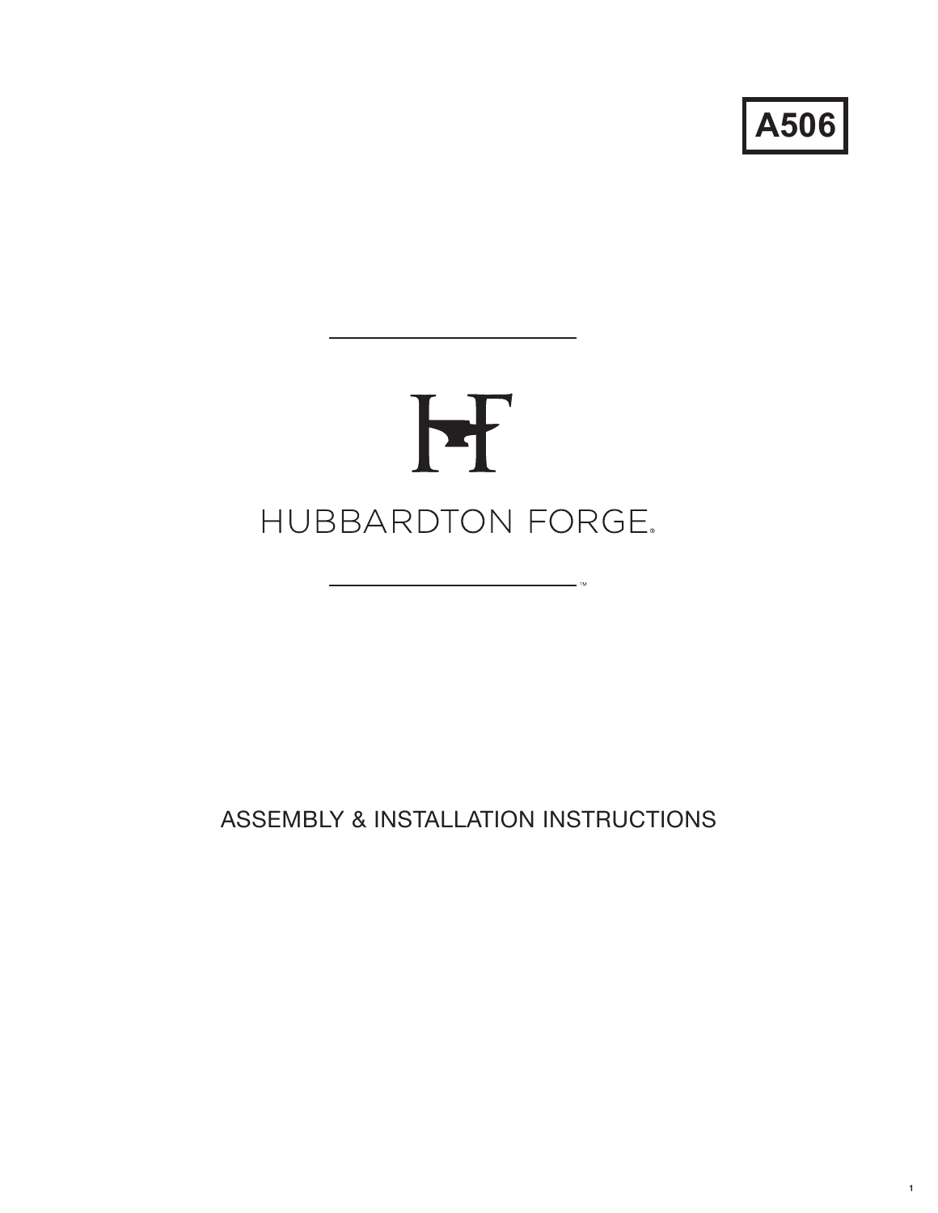**A506**

HUBBARDTON FORGE®

ASSEMBLY & INSTALLATION INSTRUCTIONS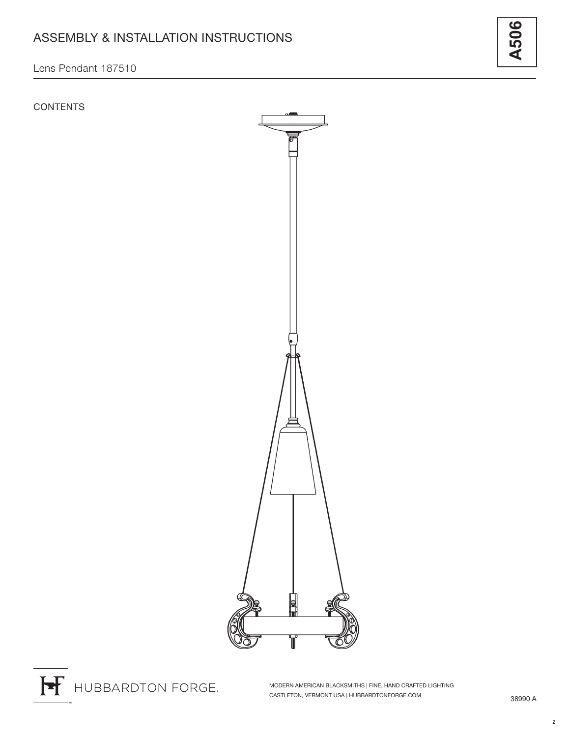# ASSEMBLY & INSTALLATION INSTRUCTIONS

Lens Pendant 187510

**A506**

CONTENTS

HUBBARDTON FORGE.

MODERN AMERICAN BLACKSMITHS | FINE, HAND CRAFTED LIGHTING
CASTLETON, VERMONT USA | HUBBARDTONFORGE.COM

38990 A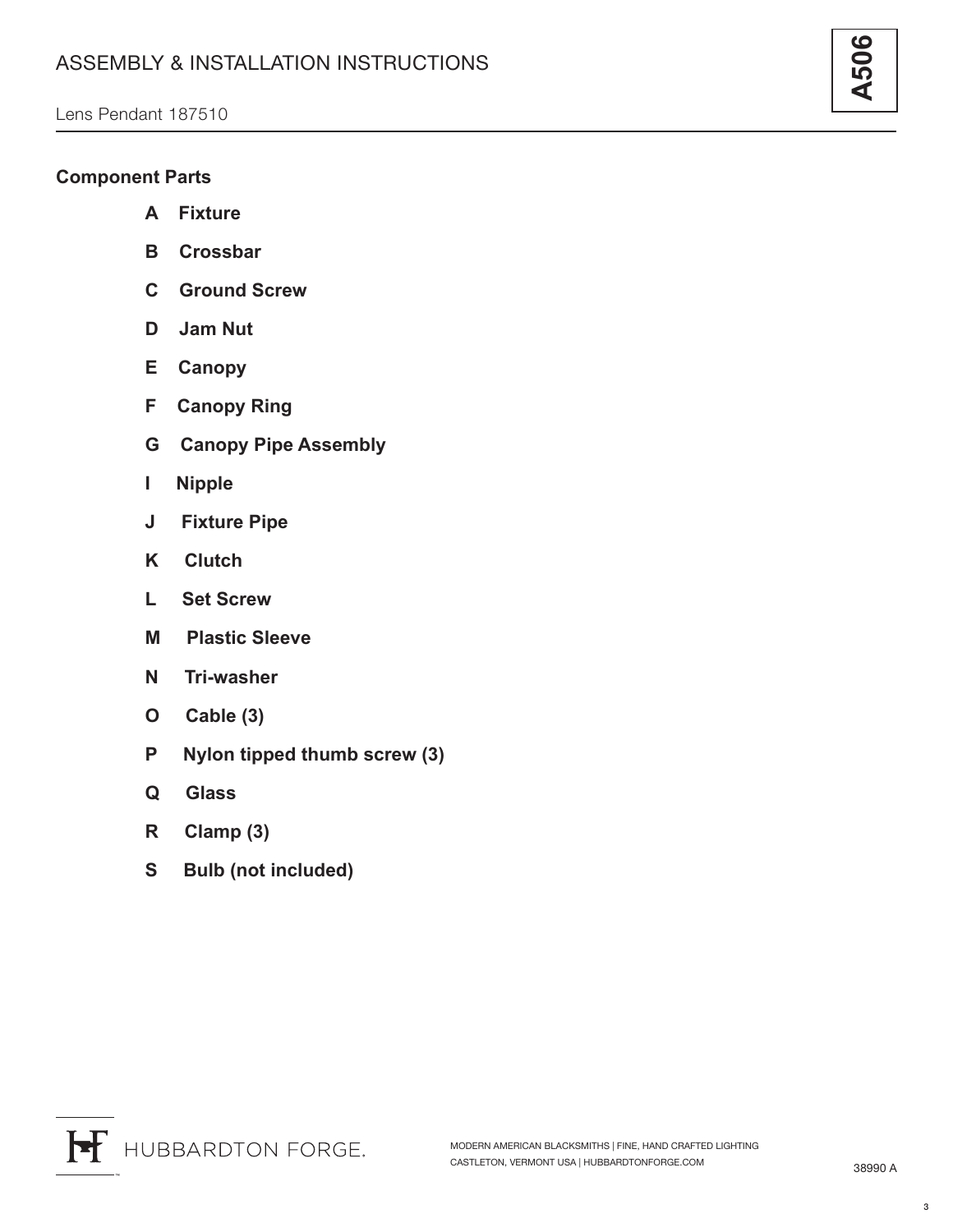# ASSEMBLY & INSTALLATION INSTRUCTIONS

**A506**

Lens Pendant 187510

## Component Parts

- **A Fixture**
- **B Crossbar**
- **C Ground Screw**
- **D Jam Nut**
- **E Canopy**
- **F Canopy Ring**
- **G Canopy Pipe Assembly**
- **I Nipple**
- **J Fixture Pipe**
- **K Clutch**
- **L Set Screw**
- **M Plastic Sleeve**
- **N Tri-washer**
- **O Cable (3)**
- **P Nylon tipped thumb screw (3)**
- **Q Glass**
- **R Clamp (3)**
- **S Bulb (not included)**

HUBBARDTON FORGE.

MODERN AMERICAN BLACKSMITHS | FINE, HAND CRAFTED LIGHTING
CASTLETON, VERMONT USA | HUBBARDTONFORGE.COM

38990 A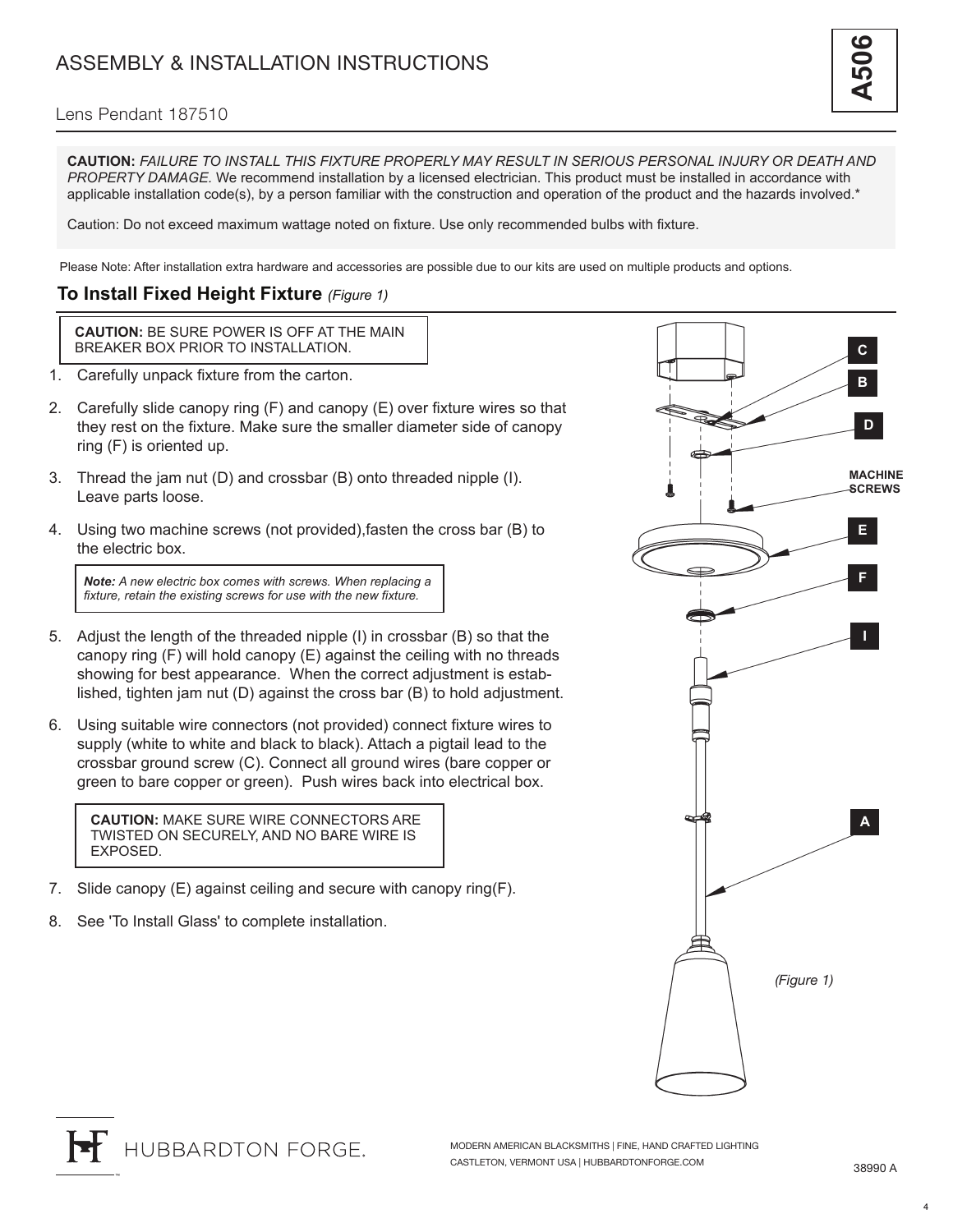# ASSEMBLY & INSTALLATION INSTRUCTIONS

**A506**

Lens Pendant 187510

**CAUTION:** *FAILURE TO INSTALL THIS FIXTURE PROPERLY MAY RESULT IN SERIOUS PERSONAL INJURY OR DEATH AND PROPERTY DAMAGE.* We recommend installation by a licensed electrician. This product must be installed in accordance with applicable installation code(s), by a person familiar with the construction and operation of the product and the hazards involved.*

Caution: Do not exceed maximum wattage noted on fixture. Use only recommended bulbs with fixture.

Please Note: After installation extra hardware and accessories are possible due to our kits are used on multiple products and options.

## To Install Fixed Height Fixture *(Figure 1)*

**CAUTION:** BE SURE POWER IS OFF AT THE MAIN BREAKER BOX PRIOR TO INSTALLATION.

1. Carefully unpack fixture from the carton.
2. Carefully slide canopy ring (F) and canopy (E) over fixture wires so that they rest on the fixture. Make sure the smaller diameter side of canopy ring (F) is oriented up.
3. Thread the jam nut (D) and crossbar (B) onto threaded nipple (I). Leave parts loose.
4. Using two machine screws (not provided),fasten the cross bar (B) to the electric box.

   ***Note:*** *A new electric box comes with screws. When replacing a fixture, retain the existing screws for use with the new fixture.*

5. Adjust the length of the threaded nipple (I) in crossbar (B) so that the canopy ring (F) will hold canopy (E) against the ceiling with no threads showing for best appearance. When the correct adjustment is established, tighten jam nut (D) against the cross bar (B) to hold adjustment.
6. Using suitable wire connectors (not provided) connect fixture wires to supply (white to white and black to black). Attach a pigtail lead to the crossbar ground screw (C). Connect all ground wires (bare copper or green to bare copper or green). Push wires back into electrical box.

   **CAUTION:** MAKE SURE WIRE CONNECTORS ARE TWISTED ON SECURELY, AND NO BARE WIRE IS EXPOSED.

7. Slide canopy (E) against ceiling and secure with canopy ring(F).
8. See 'To Install Glass' to complete installation.

C
B
D
MACHINE SCREWS
E
F
I
A

*(Figure 1)*

HUBBARDTON FORGE.

MODERN AMERICAN BLACKSMITHS | FINE, HAND CRAFTED LIGHTING
CASTLETON, VERMONT USA | HUBBARDTONFORGE.COM

38990 A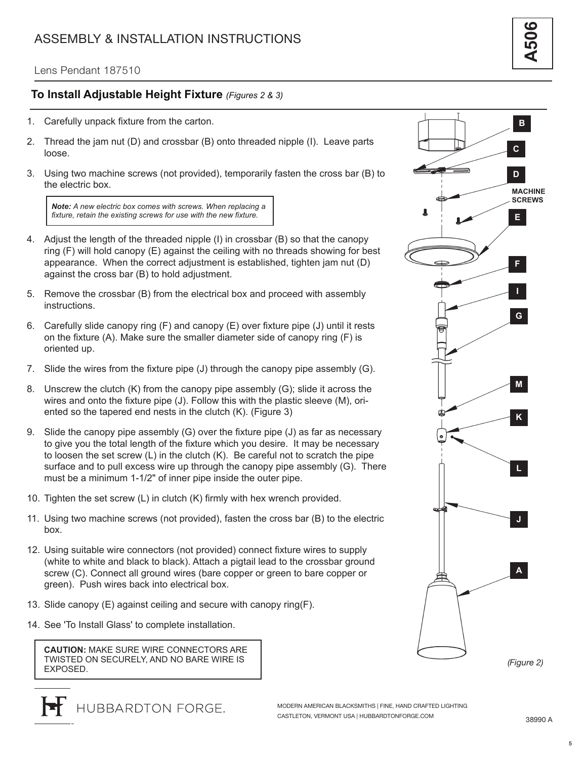# ASSEMBLY & INSTALLATION INSTRUCTIONS

**A506**

Lens Pendant 187510

## To Install Adjustable Height Fixture *(Figures 2 & 3)*

1. Carefully unpack fixture from the carton.
2. Thread the jam nut (D) and crossbar (B) onto threaded nipple (I). Leave parts loose.
3. Using two machine screws (not provided), temporarily fasten the cross bar (B) to the electric box.

   > ***Note:*** *A new electric box comes with screws. When replacing a fixture, retain the existing screws for use with the new fixture.*

4. Adjust the length of the threaded nipple (I) in crossbar (B) so that the canopy ring (F) will hold canopy (E) against the ceiling with no threads showing for best appearance. When the correct adjustment is established, tighten jam nut (D) against the cross bar (B) to hold adjustment.
5. Remove the crossbar (B) from the electrical box and proceed with assembly instructions.
6. Carefully slide canopy ring (F) and canopy (E) over fixture pipe (J) until it rests on the fixture (A). Make sure the smaller diameter side of canopy ring (F) is oriented up.
7. Slide the wires from the fixture pipe (J) through the canopy pipe assembly (G).
8. Unscrew the clutch (K) from the canopy pipe assembly (G); slide it across the wires and onto the fixture pipe (J). Follow this with the plastic sleeve (M), oriented so the tapered end nests in the clutch (K). (Figure 3)
9. Slide the canopy pipe assembly (G) over the fixture pipe (J) as far as necessary to give you the total length of the fixture which you desire. It may be necessary to loosen the set screw (L) in the clutch (K). Be careful not to scratch the pipe surface and to pull excess wire up through the canopy pipe assembly (G). There must be a minimum 1-1/2" of inner pipe inside the outer pipe.
10. Tighten the set screw (L) in clutch (K) firmly with hex wrench provided.
11. Using two machine screws (not provided), fasten the cross bar (B) to the electric box.
12. Using suitable wire connectors (not provided) connect fixture wires to supply (white to white and black to black). Attach a pigtail lead to the crossbar ground screw (C). Connect all ground wires (bare copper or green to bare copper or green). Push wires back into electrical box.
13. Slide canopy (E) against ceiling and secure with canopy ring(F).
14. See 'To Install Glass' to complete installation.

> **CAUTION:** MAKE SURE WIRE CONNECTORS ARE TWISTED ON SECURELY, AND NO BARE WIRE IS EXPOSED.

B, C, D, MACHINE SCREWS, E, F, I, G, M, K, L, J, A

*(Figure 2)*

HUBBARDTON FORGE.

MODERN AMERICAN BLACKSMITHS | FINE, HAND CRAFTED LIGHTING
CASTLETON, VERMONT USA | HUBBARDTONFORGE.COM

38990 A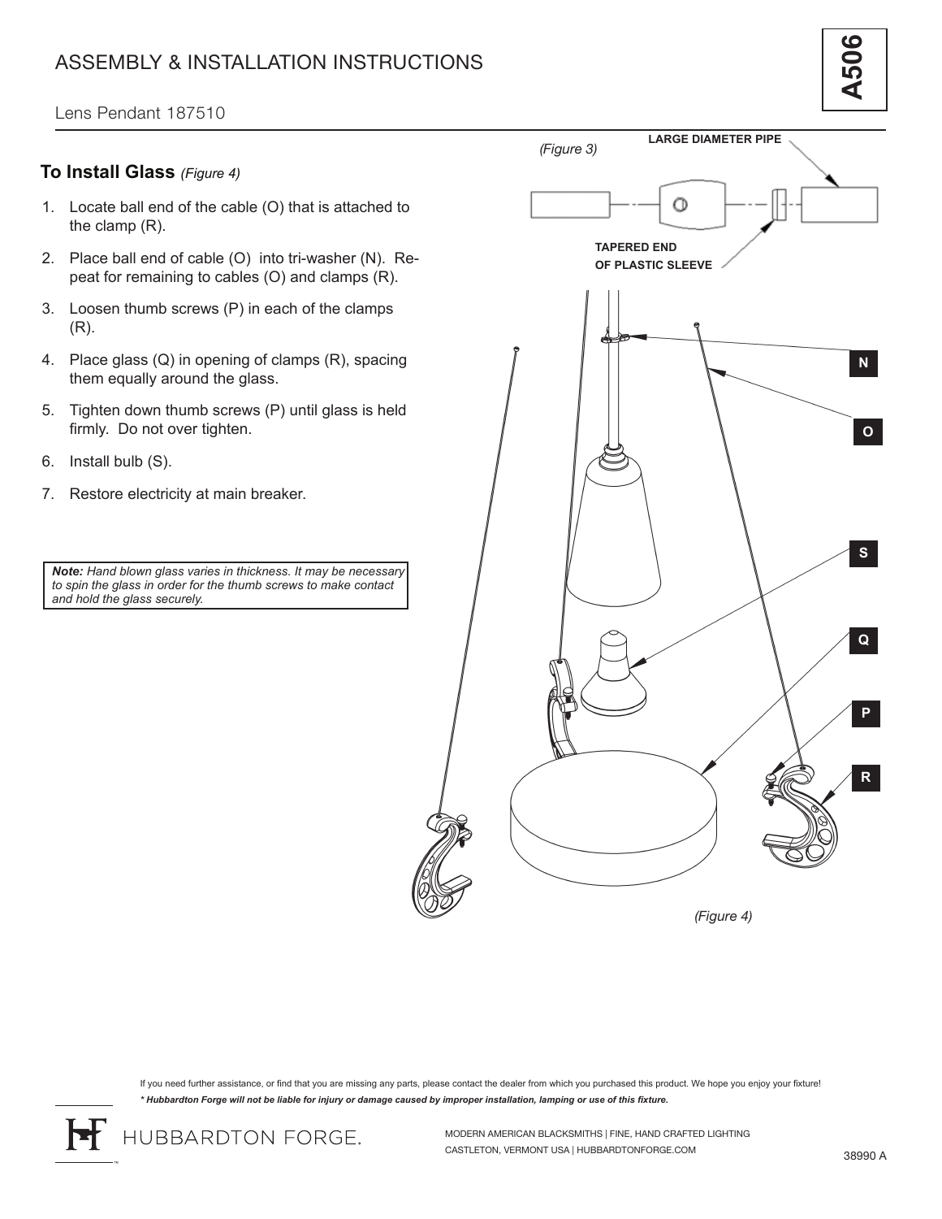# ASSEMBLY & INSTALLATION INSTRUCTIONS

Lens Pendant 187510

A506

## To Install Glass *(Figure 4)*

1. Locate ball end of the cable (O) that is attached to the clamp (R).
2. Place ball end of cable (O) into tri-washer (N). Repeat for remaining to cables (O) and clamps (R).
3. Loosen thumb screws (P) in each of the clamps (R).
4. Place glass (Q) in opening of clamps (R), spacing them equally around the glass.
5. Tighten down thumb screws (P) until glass is held firmly. Do not over tighten.
6. Install bulb (S).
7. Restore electricity at main breaker.

***Note:*** *Hand blown glass varies in thickness. It may be necessary to spin the glass in order for the thumb screws to make contact and hold the glass securely.*

*(Figure 3)*

LARGE DIAMETER PIPE

TAPERED END OF PLASTIC SLEEVE

N

O

S

Q

P

R

*(Figure 4)*

If you need further assistance, or find that you are missing any parts, please contact the dealer from which you purchased this product. We hope you enjoy your fixture!

***\* Hubbardton Forge will not be liable for injury or damage caused by improper installation, lamping or use of this fixture.***

HUBBARDTON FORGE.

MODERN AMERICAN BLACKSMITHS | FINE, HAND CRAFTED LIGHTING
CASTLETON, VERMONT USA | HUBBARDTONFORGE.COM

38990 A